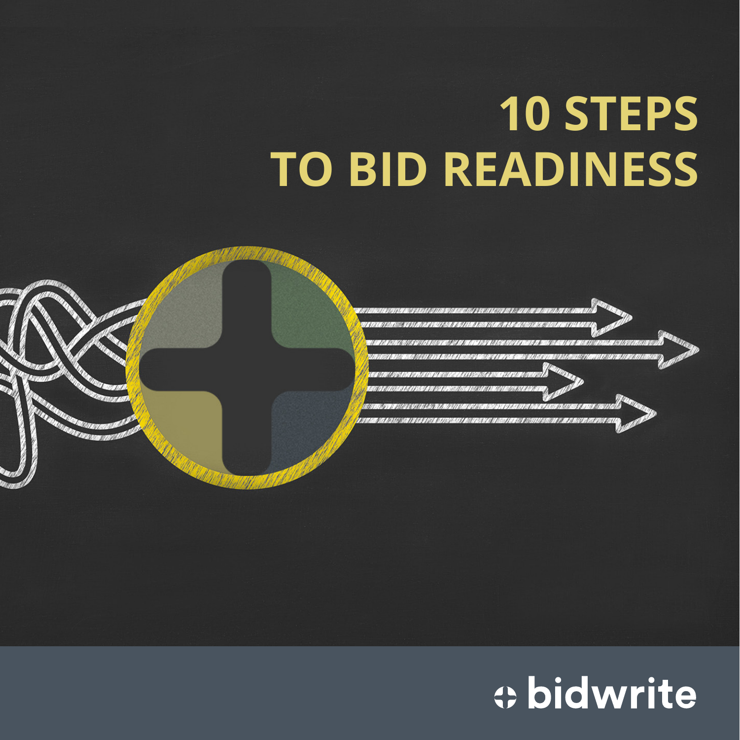# 10 STEPS TO BID READINESS

bidwrite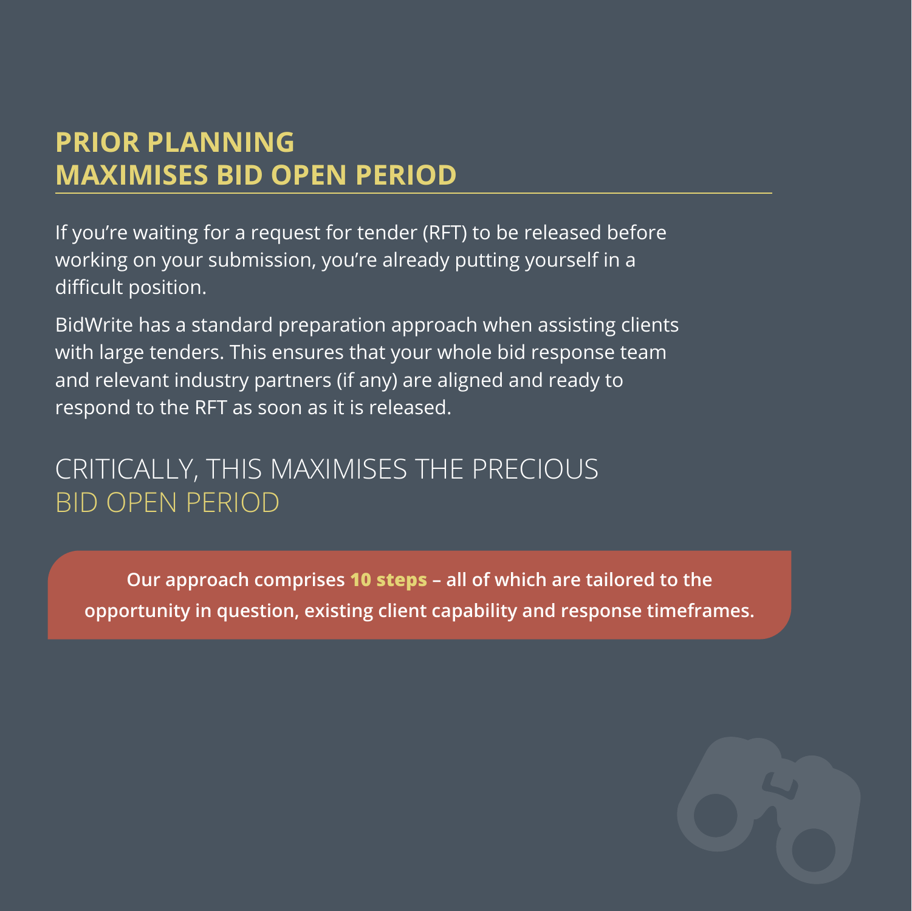# PRIOR PLANNING MAXIMISES BID OPEN PERIOD

If you're waiting for a request for tender (RFT) to be released before working on your submission, you're already putting yourself in a difficult position.

BidWrite has a standard preparation approach when assisting clients with large tenders. This ensures that your whole bid response team and relevant industry partners (if any) are aligned and ready to respond to the RFT as soon as it is released.

## CRITICALLY, THIS MAXIMISES THE PRECIOUS BID OPEN PERIOD

**Our approach comprises 10 steps – all of which are tailored to the opportunity in question, existing client capability and response timeframes.**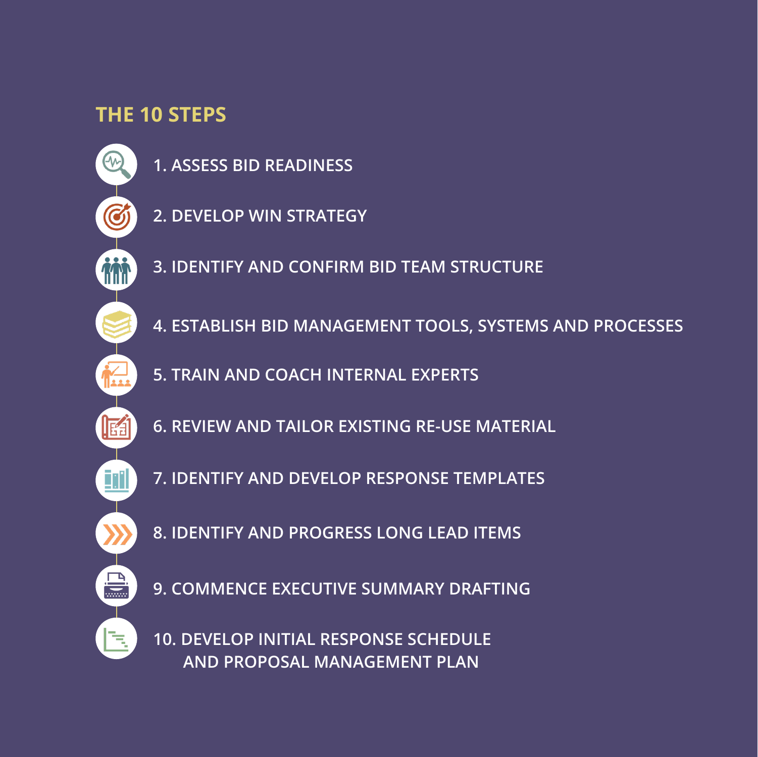## THE 10 STEPS

1. ASSESS BID READINESS
2. DEVELOP WIN STRATEGY
3. IDENTIFY AND CONFIRM BID TEAM STRUCTURE
4. ESTABLISH BID MANAGEMENT TOOLS, SYSTEMS AND PROCESSES
5. TRAIN AND COACH INTERNAL EXPERTS
6. REVIEW AND TAILOR EXISTING RE-USE MATERIAL
7. IDENTIFY AND DEVELOP RESPONSE TEMPLATES
8. IDENTIFY AND PROGRESS LONG LEAD ITEMS
9. COMMENCE EXECUTIVE SUMMARY DRAFTING
10. DEVELOP INITIAL RESPONSE SCHEDULE AND PROPOSAL MANAGEMENT PLAN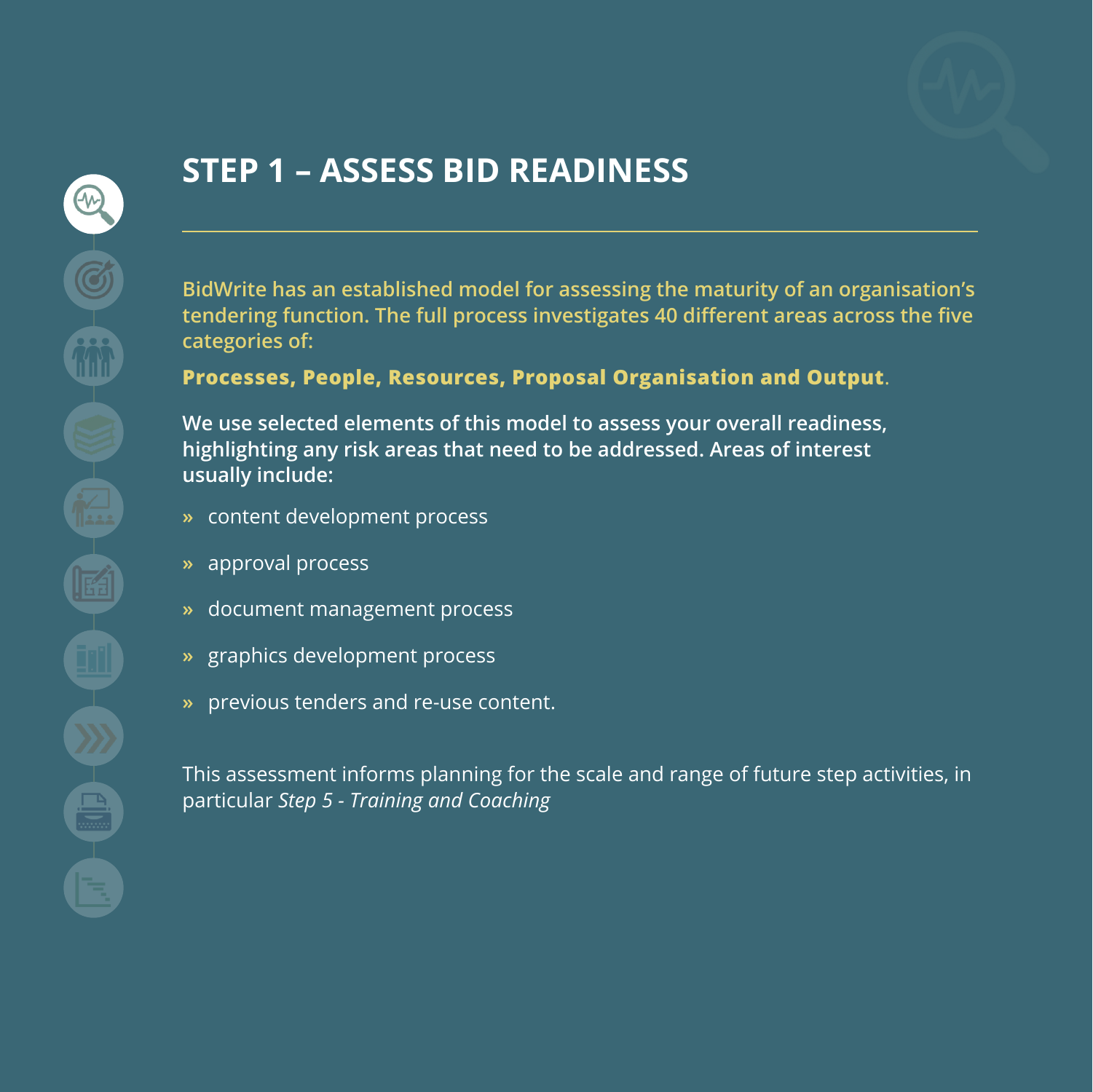# STEP 1 – ASSESS BID READINESS

**BidWrite has an established model for assessing the maturity of an organisation's tendering function. The full process investigates 40 different areas across the five categories of:**

**Processes, People, Resources, Proposal Organisation and Output**.

**We use selected elements of this model to assess your overall readiness, highlighting any risk areas that need to be addressed. Areas of interest usually include:**

- content development process
- approval process
- document management process
- graphics development process
- previous tenders and re-use content.

This assessment informs planning for the scale and range of future step activities, in particular *Step 5 - Training and Coaching*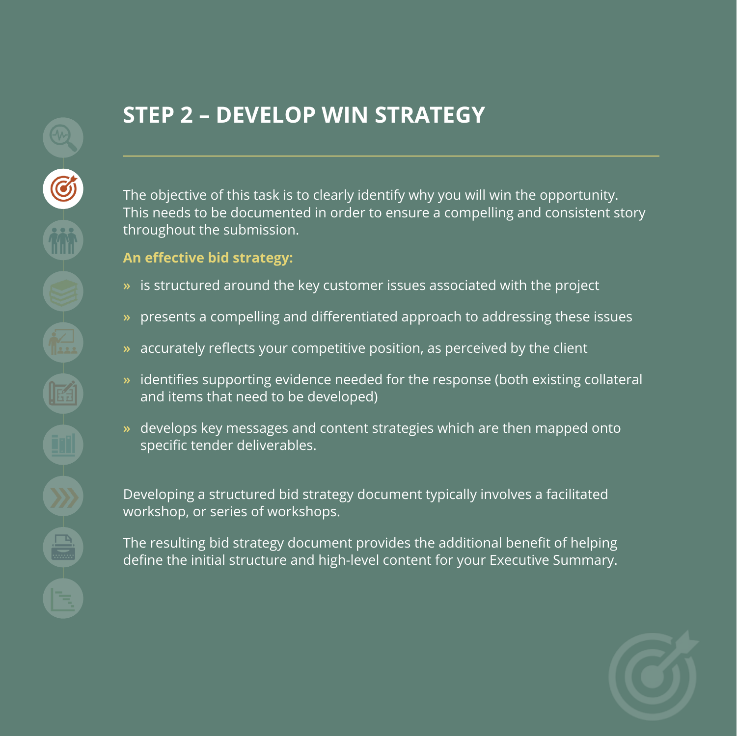# STEP 2 – DEVELOP WIN STRATEGY

The objective of this task is to clearly identify why you will win the opportunity. This needs to be documented in order to ensure a compelling and consistent story throughout the submission.

**An effective bid strategy:**

- is structured around the key customer issues associated with the project
- presents a compelling and differentiated approach to addressing these issues
- accurately reflects your competitive position, as perceived by the client
- identifies supporting evidence needed for the response (both existing collateral and items that need to be developed)
- develops key messages and content strategies which are then mapped onto specific tender deliverables.

Developing a structured bid strategy document typically involves a facilitated workshop, or series of workshops.

The resulting bid strategy document provides the additional benefit of helping define the initial structure and high-level content for your Executive Summary.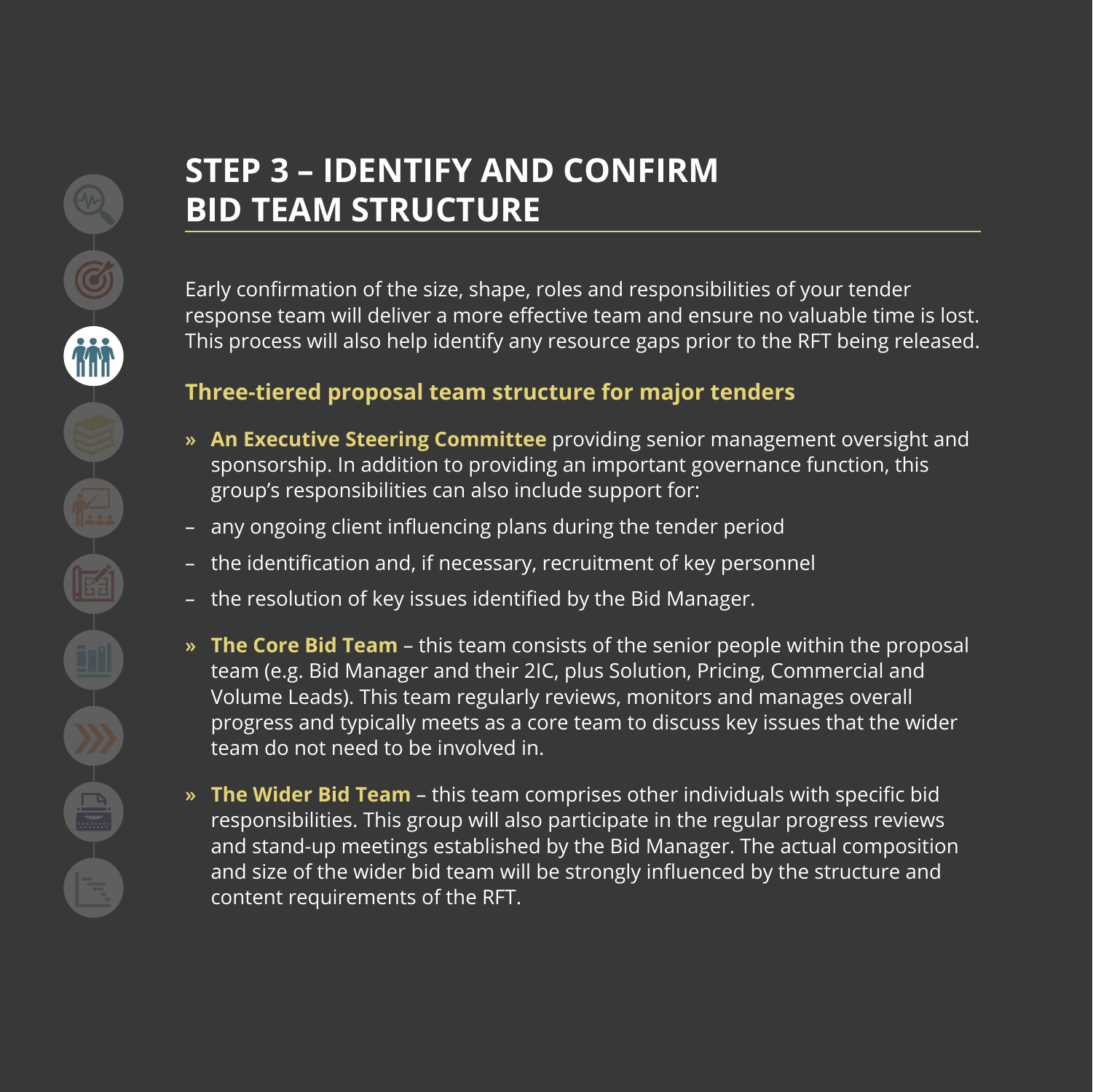# STEP 3 – IDENTIFY AND CONFIRM BID TEAM STRUCTURE

Early confirmation of the size, shape, roles and responsibilities of your tender response team will deliver a more effective team and ensure no valuable time is lost. This process will also help identify any resource gaps prior to the RFT being released.

## Three-tiered proposal team structure for major tenders

- **An Executive Steering Committee** providing senior management oversight and sponsorship. In addition to providing an important governance function, this group's responsibilities can also include support for:
  - any ongoing client influencing plans during the tender period
  - the identification and, if necessary, recruitment of key personnel
  - the resolution of key issues identified by the Bid Manager.
- **The Core Bid Team** – this team consists of the senior people within the proposal team (e.g. Bid Manager and their 2IC, plus Solution, Pricing, Commercial and Volume Leads). This team regularly reviews, monitors and manages overall progress and typically meets as a core team to discuss key issues that the wider team do not need to be involved in.
- **The Wider Bid Team** – this team comprises other individuals with specific bid responsibilities. This group will also participate in the regular progress reviews and stand-up meetings established by the Bid Manager. The actual composition and size of the wider bid team will be strongly influenced by the structure and content requirements of the RFT.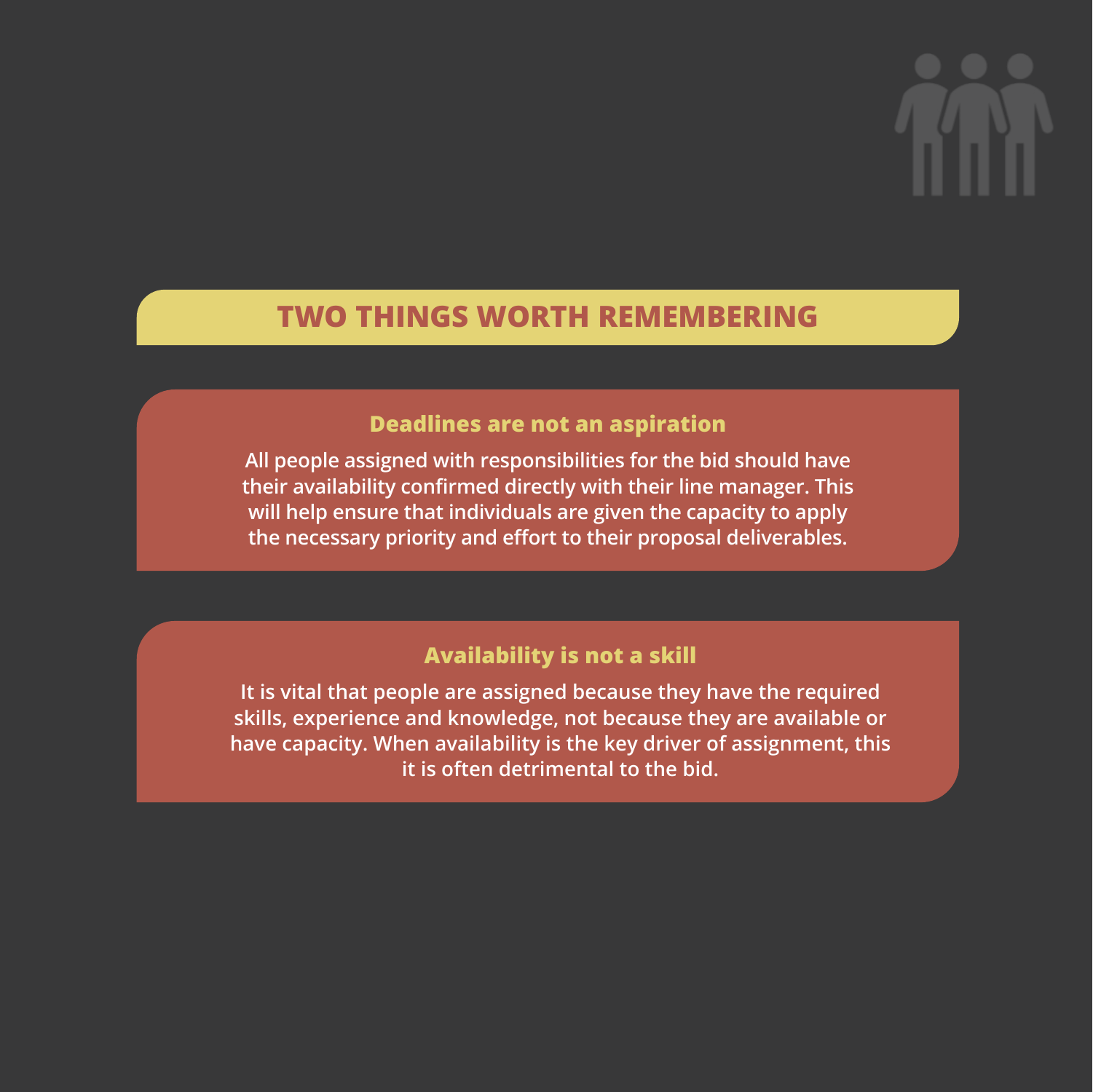## TWO THINGS WORTH REMEMBERING

### Deadlines are not an aspiration

All people assigned with responsibilities for the bid should have their availability confirmed directly with their line manager. This will help ensure that individuals are given the capacity to apply the necessary priority and effort to their proposal deliverables.

### Availability is not a skill

It is vital that people are assigned because they have the required skills, experience and knowledge, not because they are available or have capacity. When availability is the key driver of assignment, this it is often detrimental to the bid.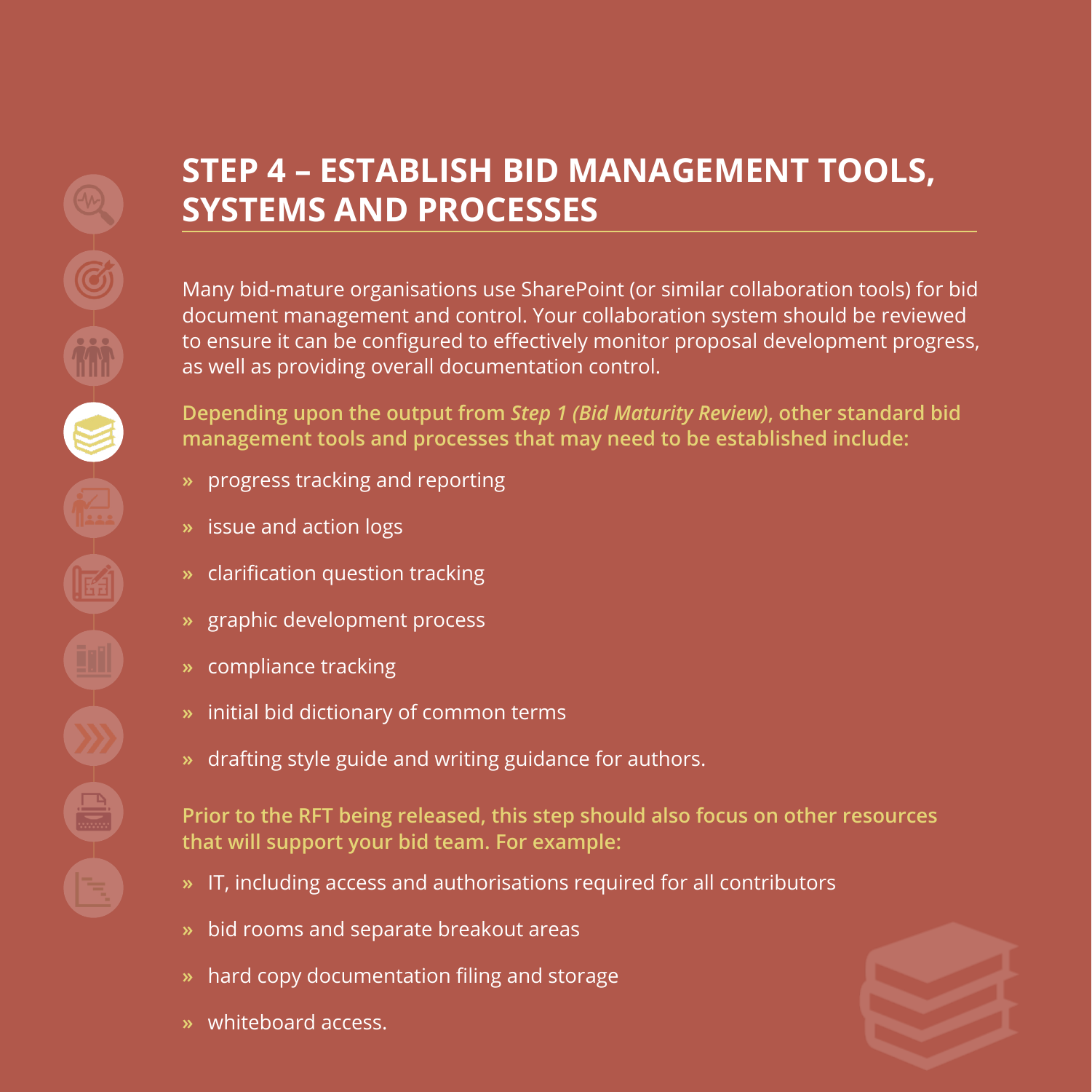# STEP 4 – ESTABLISH BID MANAGEMENT TOOLS, SYSTEMS AND PROCESSES

Many bid-mature organisations use SharePoint (or similar collaboration tools) for bid document management and control. Your collaboration system should be reviewed to ensure it can be configured to effectively monitor proposal development progress, as well as providing overall documentation control.

**Depending upon the output from *Step 1 (Bid Maturity Review)*, other standard bid management tools and processes that may need to be established include:**

- progress tracking and reporting
- issue and action logs
- clarification question tracking
- graphic development process
- compliance tracking
- initial bid dictionary of common terms
- drafting style guide and writing guidance for authors.

**Prior to the RFT being released, this step should also focus on other resources that will support your bid team. For example:**

- IT, including access and authorisations required for all contributors
- bid rooms and separate breakout areas
- hard copy documentation filing and storage
- whiteboard access.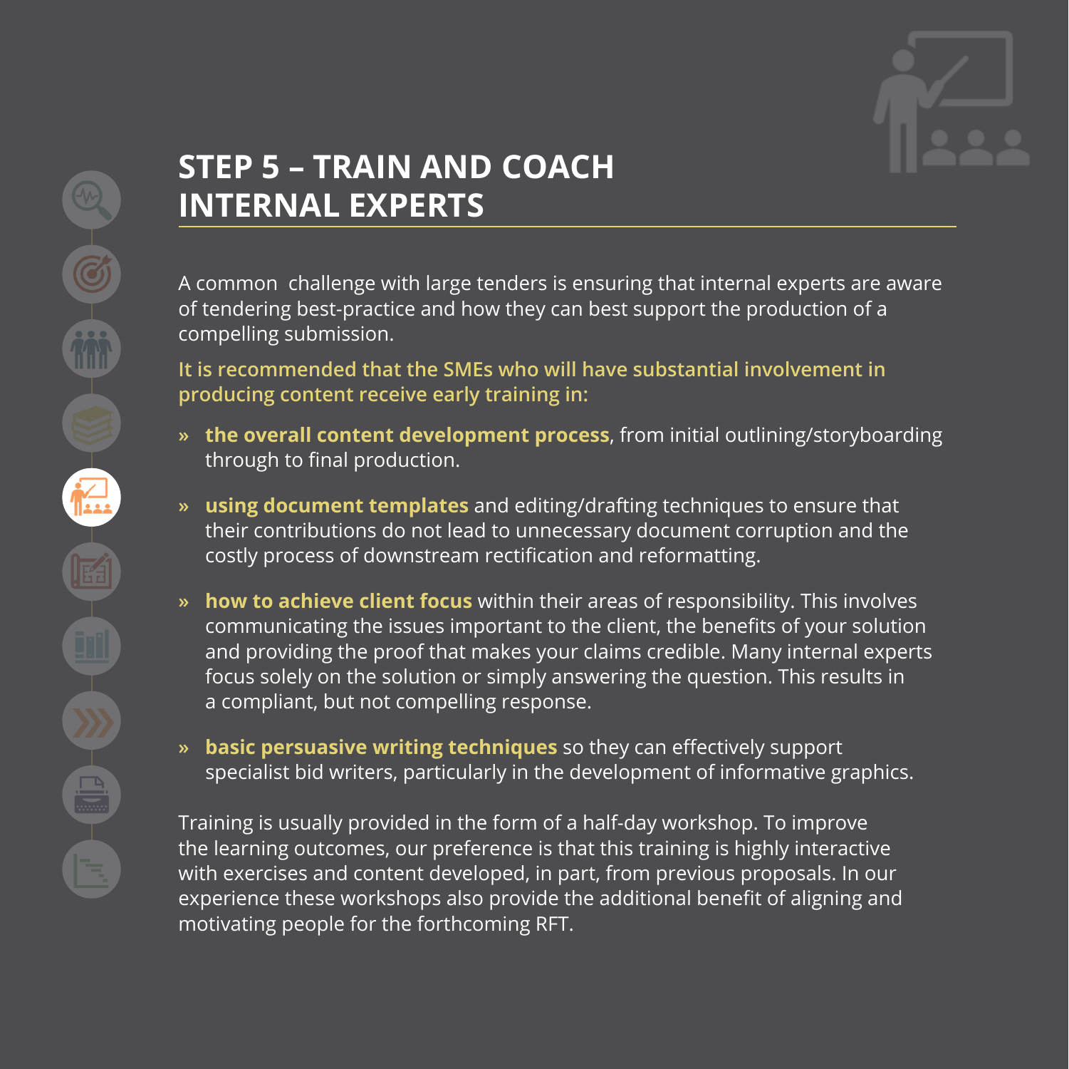# STEP 5 – TRAIN AND COACH INTERNAL EXPERTS

A common challenge with large tenders is ensuring that internal experts are aware of tendering best-practice and how they can best support the production of a compelling submission.

**It is recommended that the SMEs who will have substantial involvement in producing content receive early training in:**

- **the overall content development process**, from initial outlining/storyboarding through to final production.
- **using document templates** and editing/drafting techniques to ensure that their contributions do not lead to unnecessary document corruption and the costly process of downstream rectification and reformatting.
- **how to achieve client focus** within their areas of responsibility. This involves communicating the issues important to the client, the benefits of your solution and providing the proof that makes your claims credible. Many internal experts focus solely on the solution or simply answering the question. This results in a compliant, but not compelling response.
- **basic persuasive writing techniques** so they can effectively support specialist bid writers, particularly in the development of informative graphics.

Training is usually provided in the form of a half-day workshop. To improve the learning outcomes, our preference is that this training is highly interactive with exercises and content developed, in part, from previous proposals. In our experience these workshops also provide the additional benefit of aligning and motivating people for the forthcoming RFT.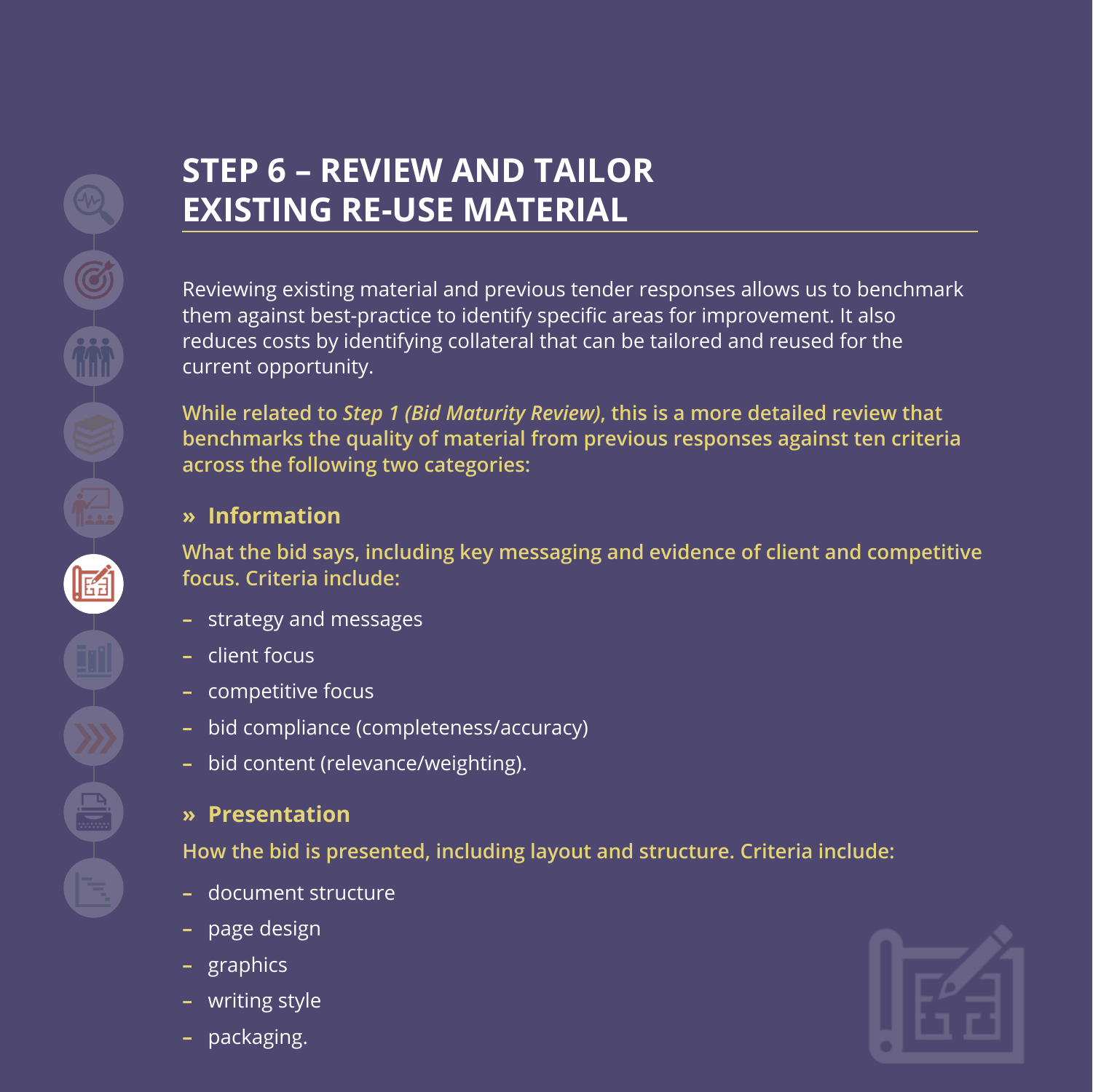# STEP 6 – REVIEW AND TAILOR EXISTING RE-USE MATERIAL

Reviewing existing material and previous tender responses allows us to benchmark them against best-practice to identify specific areas for improvement. It also reduces costs by identifying collateral that can be tailored and reused for the current opportunity.

**While related to *Step 1 (Bid Maturity Review)*, this is a more detailed review that benchmarks the quality of material from previous responses against ten criteria across the following two categories:**

### » Information

**What the bid says, including key messaging and evidence of client and competitive focus. Criteria include:**

- strategy and messages
- client focus
- competitive focus
- bid compliance (completeness/accuracy)
- bid content (relevance/weighting).

### » Presentation

**How the bid is presented, including layout and structure. Criteria include:**

- document structure
- page design
- graphics
- writing style
- packaging.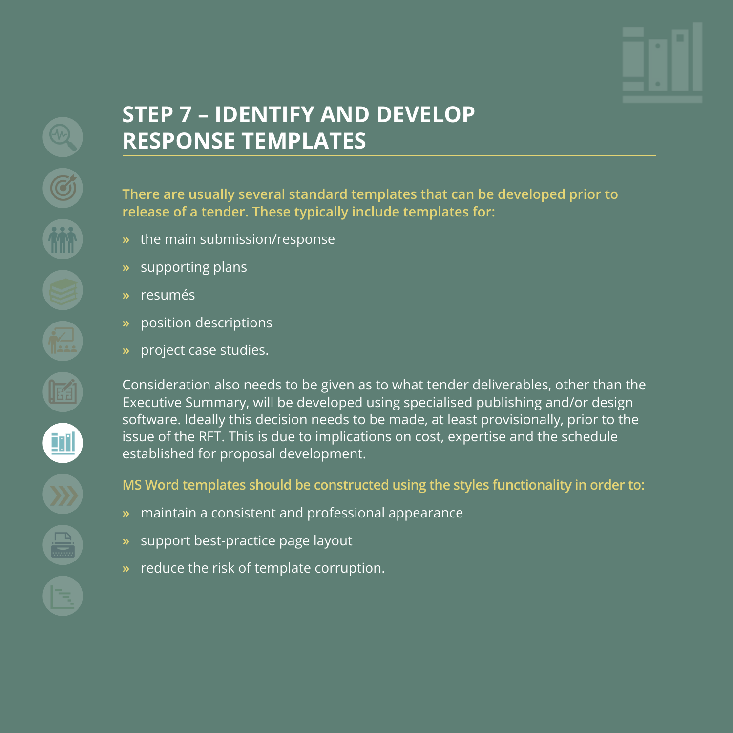# STEP 7 – IDENTIFY AND DEVELOP RESPONSE TEMPLATES

**There are usually several standard templates that can be developed prior to release of a tender. These typically include templates for:**

- the main submission/response
- supporting plans
- resumés
- position descriptions
- project case studies.

Consideration also needs to be given as to what tender deliverables, other than the Executive Summary, will be developed using specialised publishing and/or design software. Ideally this decision needs to be made, at least provisionally, prior to the issue of the RFT. This is due to implications on cost, expertise and the schedule established for proposal development.

**MS Word templates should be constructed using the styles functionality in order to:**

- maintain a consistent and professional appearance
- support best-practice page layout
- reduce the risk of template corruption.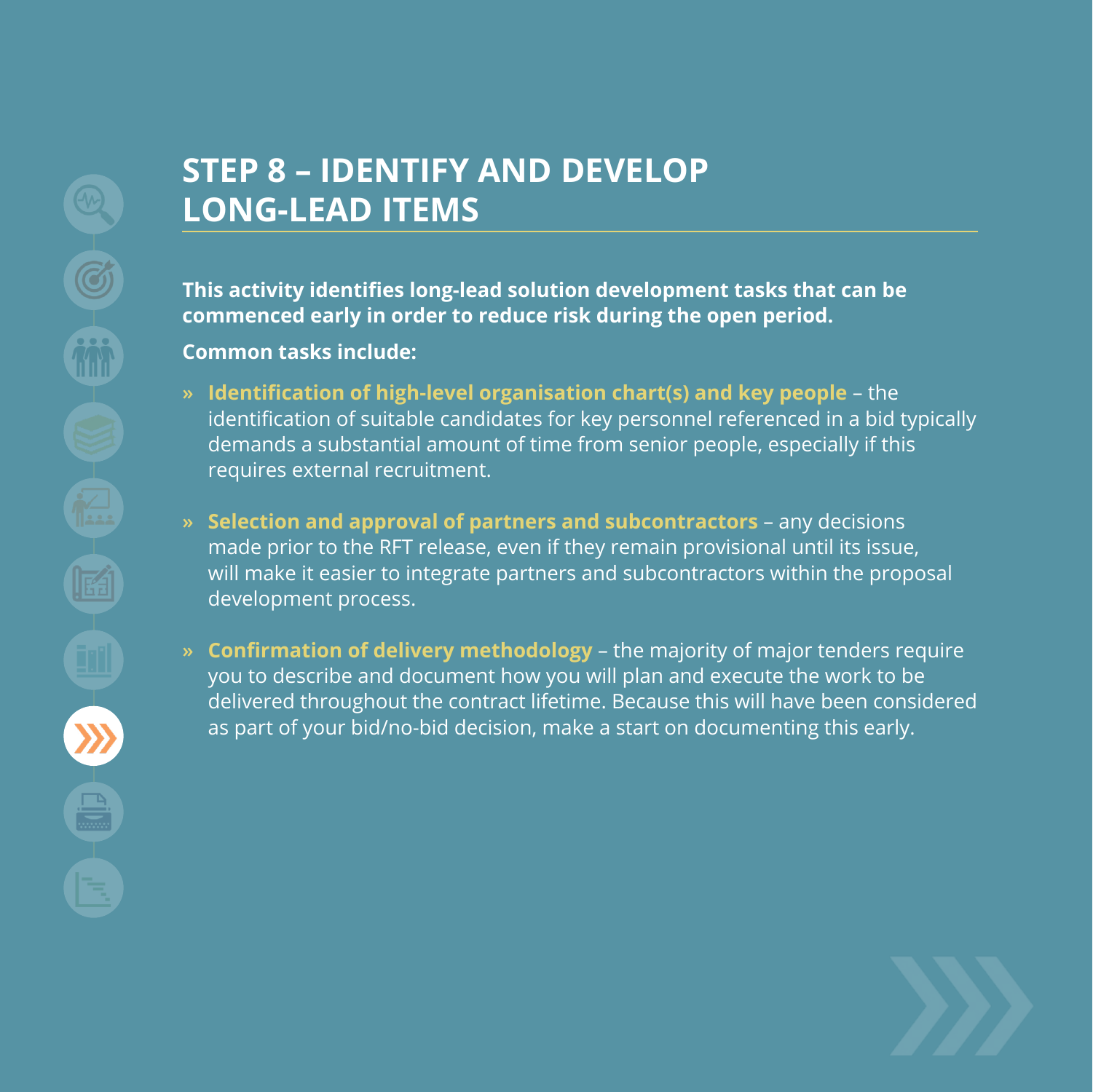# STEP 8 – IDENTIFY AND DEVELOP LONG-LEAD ITEMS

**This activity identifies long-lead solution development tasks that can be commenced early in order to reduce risk during the open period.**

**Common tasks include:**

- **Identification of high-level organisation chart(s) and key people** – the identification of suitable candidates for key personnel referenced in a bid typically demands a substantial amount of time from senior people, especially if this requires external recruitment.
- **Selection and approval of partners and subcontractors** – any decisions made prior to the RFT release, even if they remain provisional until its issue, will make it easier to integrate partners and subcontractors within the proposal development process.
- **Confirmation of delivery methodology** – the majority of major tenders require you to describe and document how you will plan and execute the work to be delivered throughout the contract lifetime. Because this will have been considered as part of your bid/no-bid decision, make a start on documenting this early.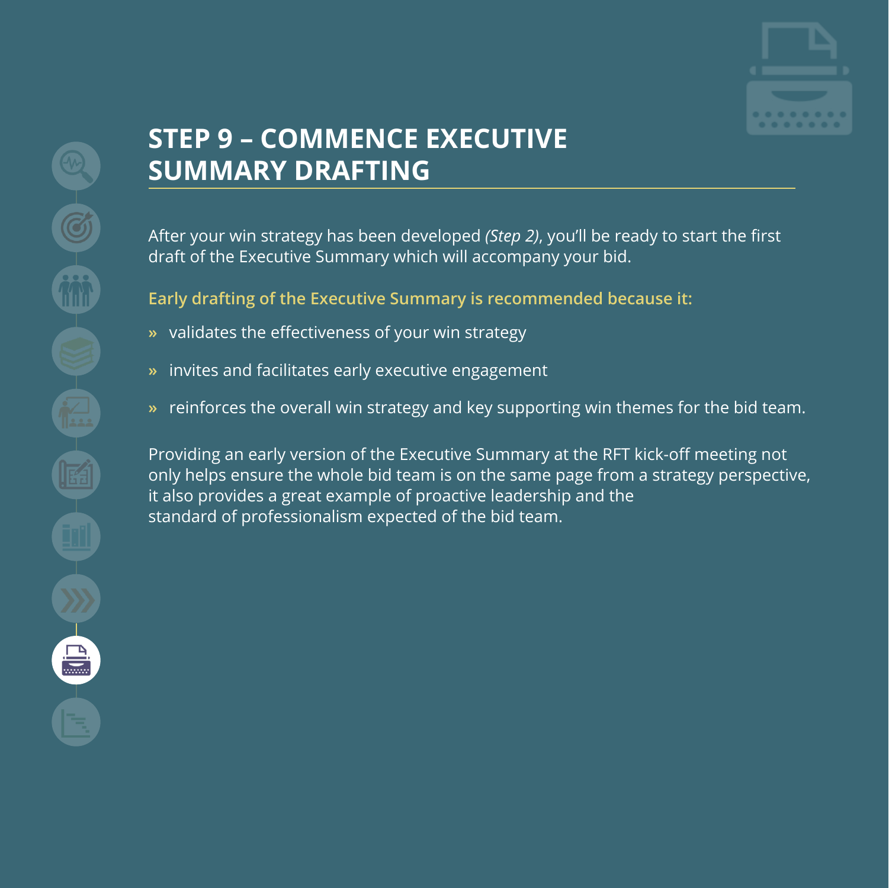# STEP 9 – COMMENCE EXECUTIVE SUMMARY DRAFTING

After your win strategy has been developed *(Step 2)*, you'll be ready to start the first draft of the Executive Summary which will accompany your bid.

**Early drafting of the Executive Summary is recommended because it:**

- validates the effectiveness of your win strategy
- invites and facilitates early executive engagement
- reinforces the overall win strategy and key supporting win themes for the bid team.

Providing an early version of the Executive Summary at the RFT kick-off meeting not only helps ensure the whole bid team is on the same page from a strategy perspective, it also provides a great example of proactive leadership and the standard of professionalism expected of the bid team.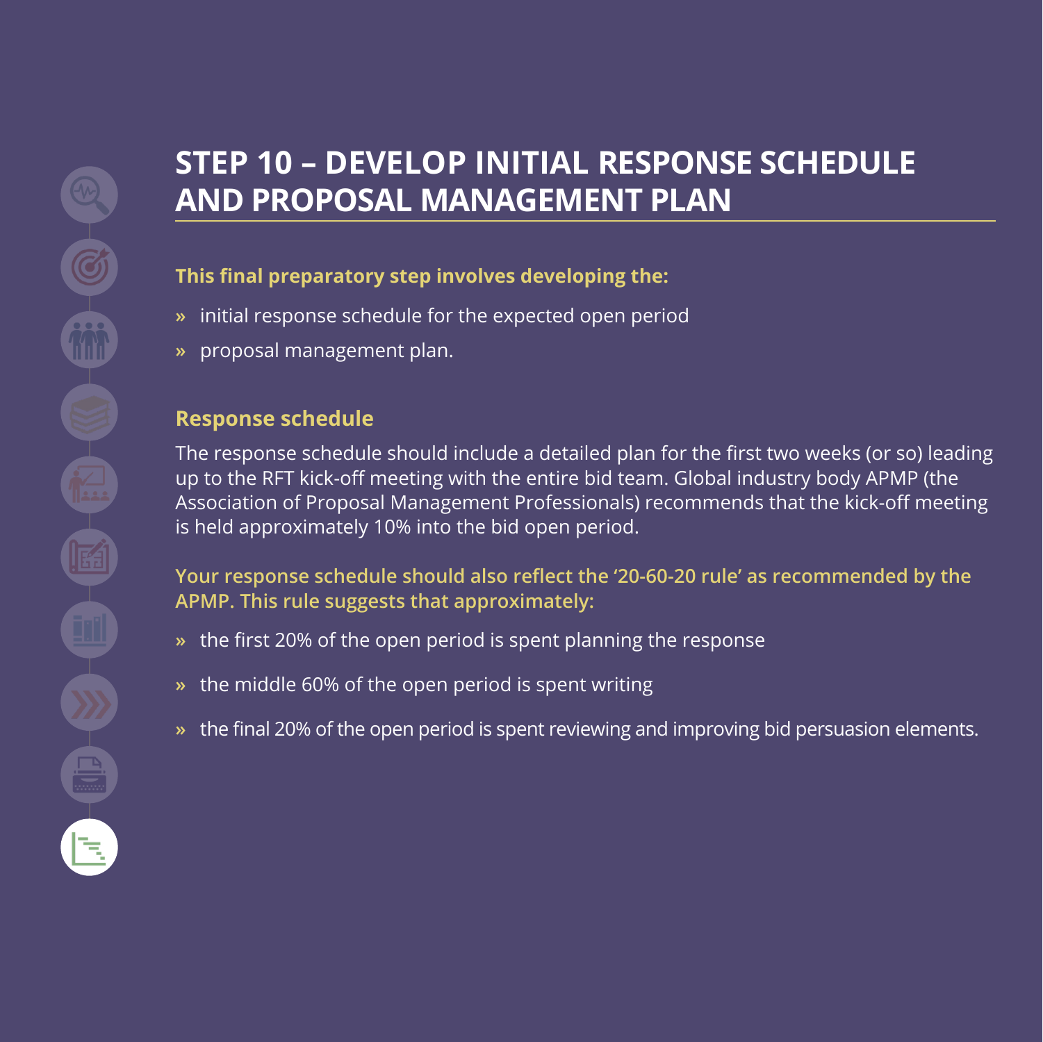# STEP 10 – DEVELOP INITIAL RESPONSE SCHEDULE AND PROPOSAL MANAGEMENT PLAN

**This final preparatory step involves developing the:**

- initial response schedule for the expected open period
- proposal management plan.

## Response schedule

The response schedule should include a detailed plan for the first two weeks (or so) leading up to the RFT kick-off meeting with the entire bid team. Global industry body APMP (the Association of Proposal Management Professionals) recommends that the kick-off meeting is held approximately 10% into the bid open period.

**Your response schedule should also reflect the '20-60-20 rule' as recommended by the APMP. This rule suggests that approximately:**

- the first 20% of the open period is spent planning the response
- the middle 60% of the open period is spent writing
- the final 20% of the open period is spent reviewing and improving bid persuasion elements.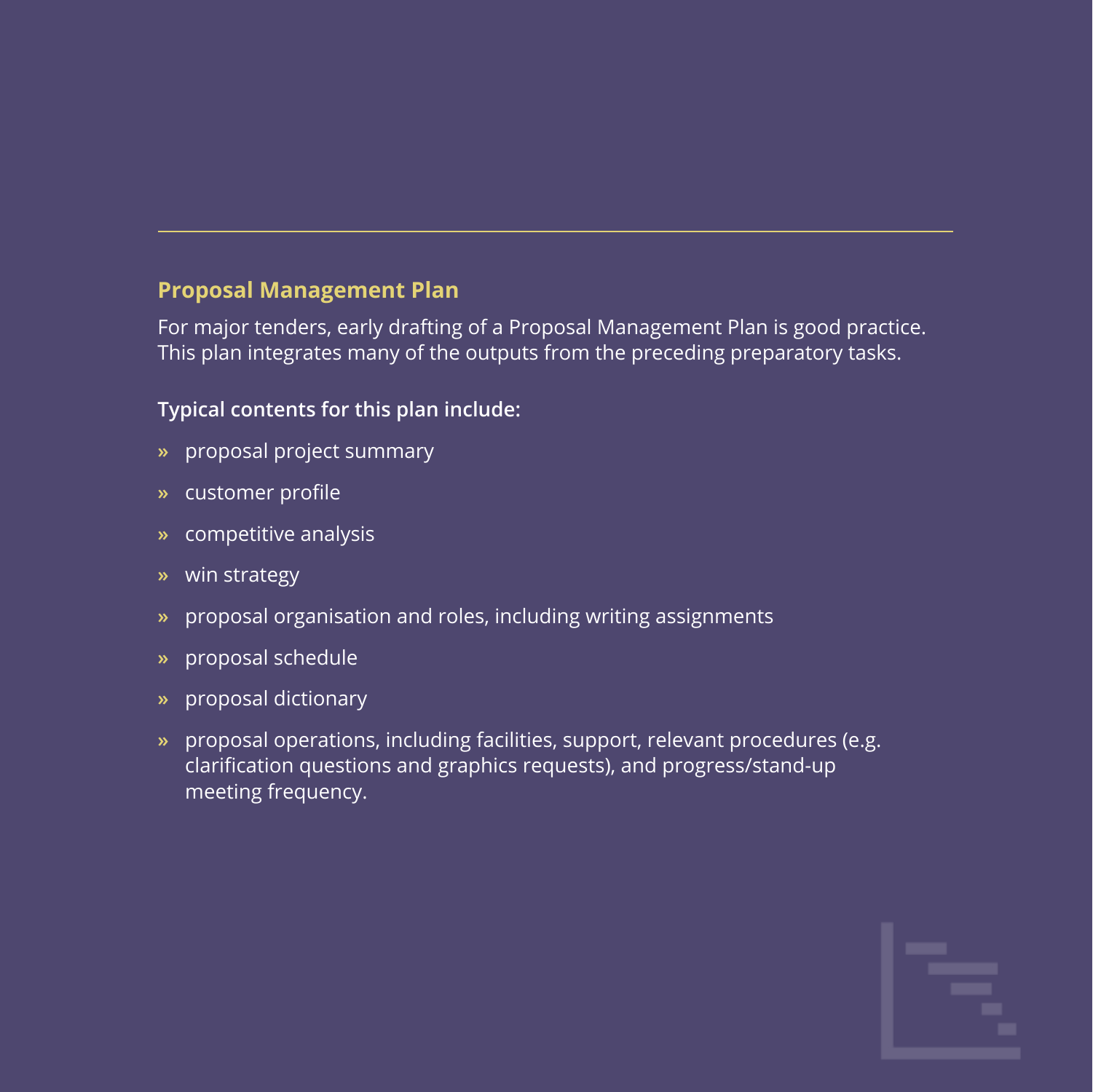## Proposal Management Plan

For major tenders, early drafting of a Proposal Management Plan is good practice. This plan integrates many of the outputs from the preceding preparatory tasks.

**Typical contents for this plan include:**

- proposal project summary
- customer profile
- competitive analysis
- win strategy
- proposal organisation and roles, including writing assignments
- proposal schedule
- proposal dictionary
- proposal operations, including facilities, support, relevant procedures (e.g. clarification questions and graphics requests), and progress/stand-up meeting frequency.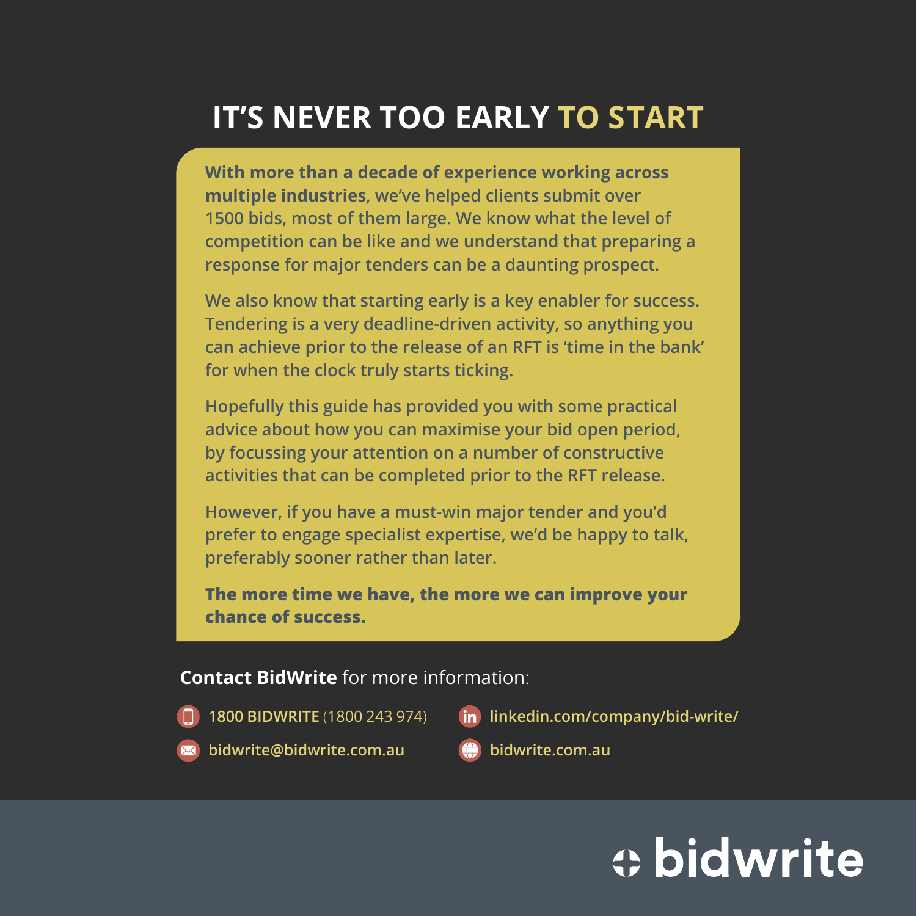# IT'S NEVER TOO EARLY TO START

**With more than a decade of experience working across multiple industries**, we've helped clients submit over 1500 bids, most of them large. We know what the level of competition can be like and we understand that preparing a response for major tenders can be a daunting prospect.

We also know that starting early is a key enabler for success. Tendering is a very deadline-driven activity, so anything you can achieve prior to the release of an RFT is 'time in the bank' for when the clock truly starts ticking.

Hopefully this guide has provided you with some practical advice about how you can maximise your bid open period, by focussing your attention on a number of constructive activities that can be completed prior to the RFT release.

However, if you have a must-win major tender and you'd prefer to engage specialist expertise, we'd be happy to talk, preferably sooner rather than later.

**The more time we have, the more we can improve your chance of success.**

**Contact BidWrite** for more information:

- **1800 BIDWRITE** (1800 243 974)
- bidwrite@bidwrite.com.au
- linkedin.com/company/bid-write/
- bidwrite.com.au

bidwrite